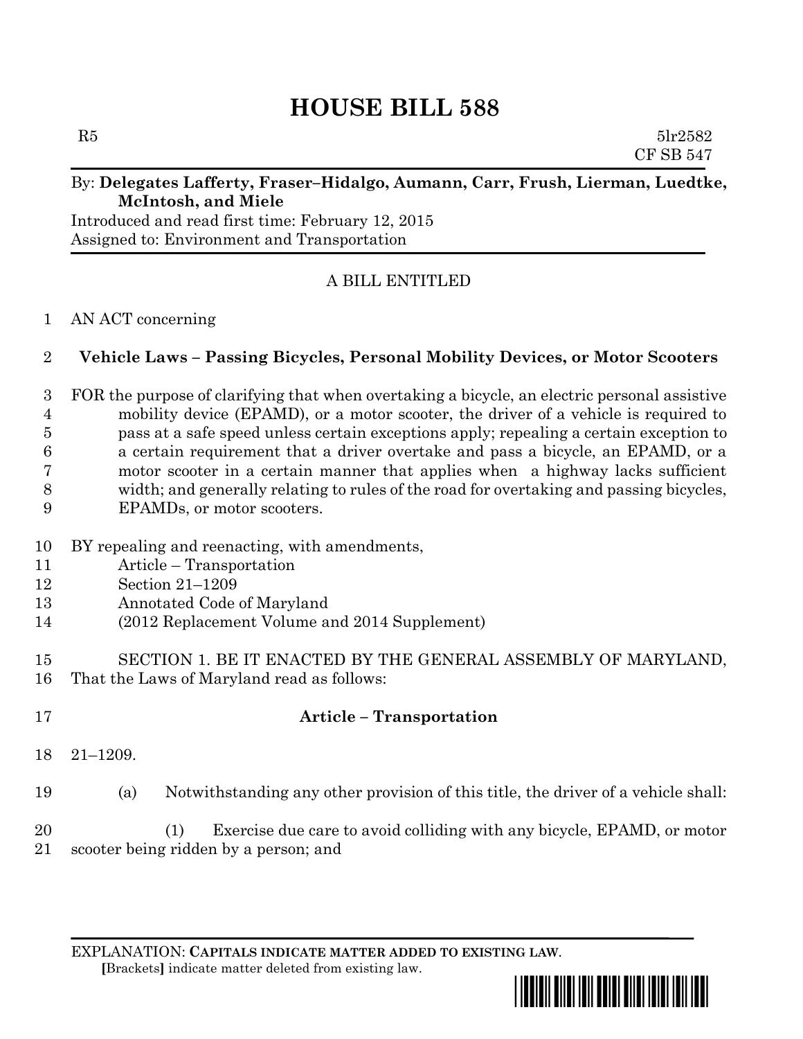# HOUSE BILL 588

R5 5lr2582
CF SB 547

By: **Delegates Lafferty, Fraser–Hidalgo, Aumann, Carr, Frush, Lierman, Luedtke, McIntosh, and Miele**

Introduced and read first time: February 12, 2015
Assigned to: Environment and Transportation

A BILL ENTITLED

1 AN ACT concerning

2 **Vehicle Laws – Passing Bicycles, Personal Mobility Devices, or Motor Scooters**

3 FOR the purpose of clarifying that when overtaking a bicycle, an electric personal assistive
4 mobility device (EPAMD), or a motor scooter, the driver of a vehicle is required to
5 pass at a safe speed unless certain exceptions apply; repealing a certain exception to
6 a certain requirement that a driver overtake and pass a bicycle, an EPAMD, or a
7 motor scooter in a certain manner that applies when a highway lacks sufficient
8 width; and generally relating to rules of the road for overtaking and passing bicycles,
9 EPAMDs, or motor scooters.

10 BY repealing and reenacting, with amendments,
11 Article – Transportation
12 Section 21–1209
13 Annotated Code of Maryland
14 (2012 Replacement Volume and 2014 Supplement)

15 SECTION 1. BE IT ENACTED BY THE GENERAL ASSEMBLY OF MARYLAND,
16 That the Laws of Maryland read as follows:

17 **Article – Transportation**

18 21–1209.

19 (a) Notwithstanding any other provision of this title, the driver of a vehicle shall:

20 (1) Exercise due care to avoid colliding with any bicycle, EPAMD, or motor
21 scooter being ridden by a person; and

EXPLANATION: **CAPITALS INDICATE MATTER ADDED TO EXISTING LAW**.
[Brackets] indicate matter deleted from existing law.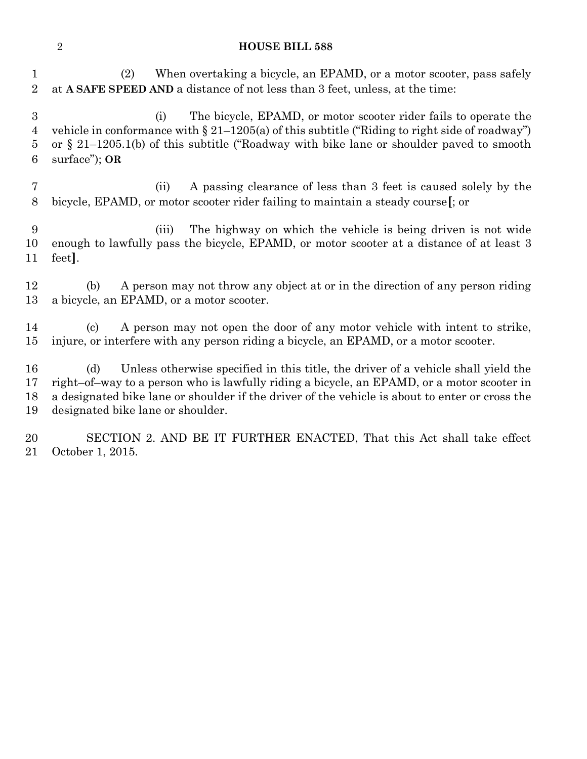(2) When overtaking a bicycle, an EPAMD, or a motor scooter, pass safely at **A SAFE SPEED AND** a distance of not less than 3 feet, unless, at the time:

(i) The bicycle, EPAMD, or motor scooter rider fails to operate the vehicle in conformance with § 21–1205(a) of this subtitle ("Riding to right side of roadway") or § 21–1205.1(b) of this subtitle ("Roadway with bike lane or shoulder paved to smooth surface"); **OR**

(ii) A passing clearance of less than 3 feet is caused solely by the bicycle, EPAMD, or motor scooter rider failing to maintain a steady course**[**; or

(iii) The highway on which the vehicle is being driven is not wide enough to lawfully pass the bicycle, EPAMD, or motor scooter at a distance of at least 3 feet**]**.

(b) A person may not throw any object at or in the direction of any person riding a bicycle, an EPAMD, or a motor scooter.

(c) A person may not open the door of any motor vehicle with intent to strike, injure, or interfere with any person riding a bicycle, an EPAMD, or a motor scooter.

(d) Unless otherwise specified in this title, the driver of a vehicle shall yield the right–of–way to a person who is lawfully riding a bicycle, an EPAMD, or a motor scooter in a designated bike lane or shoulder if the driver of the vehicle is about to enter or cross the designated bike lane or shoulder.

SECTION 2. AND BE IT FURTHER ENACTED, That this Act shall take effect October 1, 2015.